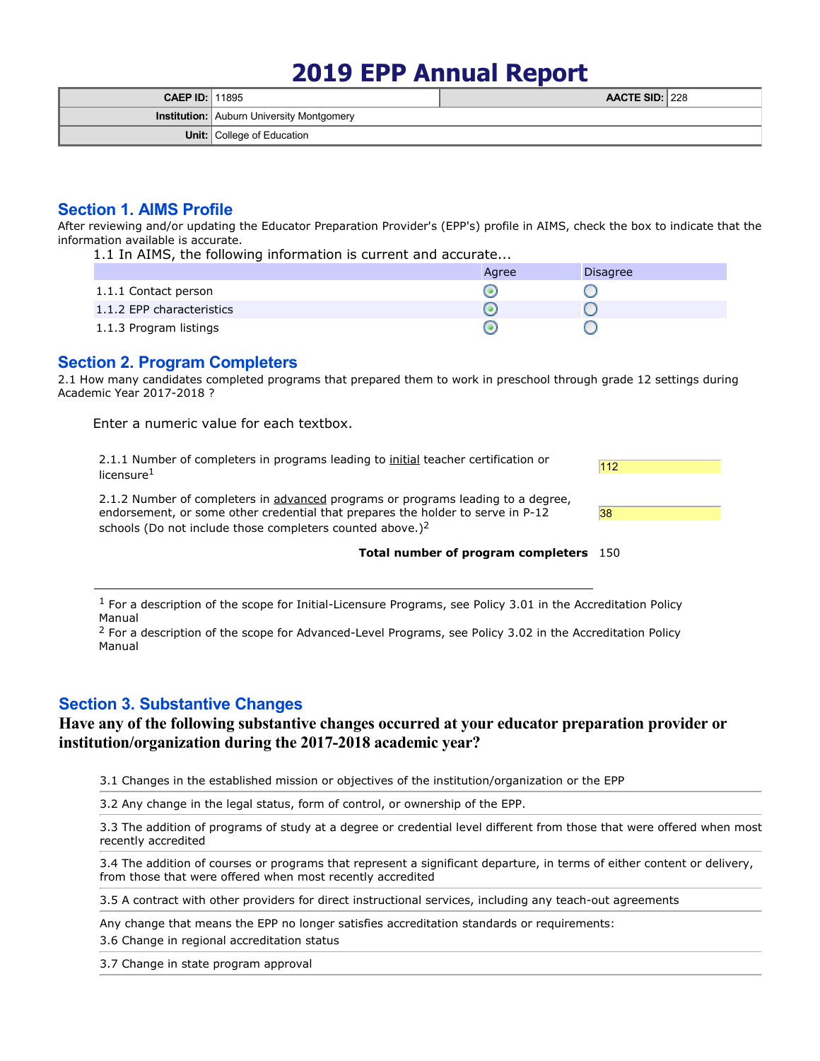# 2019 EPP Annual Report

| | | | |
|---|---|---|---|
| **CAEP ID:** | 11895 | **AACTE SID:** | 228 |
| **Institution:** | Auburn University Montgomery | | |
| **Unit:** | College of Education | | |

## Section 1. AIMS Profile

After reviewing and/or updating the Educator Preparation Provider's (EPP's) profile in AIMS, check the box to indicate that the information available is accurate.

1.1 In AIMS, the following information is current and accurate...

| | Agree | Disagree |
|---|---|---|
| 1.1.1 Contact person | ● | ○ |
| 1.1.2 EPP characteristics | ● | ○ |
| 1.1.3 Program listings | ● | ○ |

## Section 2. Program Completers

2.1 How many candidates completed programs that prepared them to work in preschool through grade 12 settings during Academic Year 2017-2018 ?

Enter a numeric value for each textbox.

| | |
|---|---|
| 2.1.1 Number of completers in programs leading to <u>initial</u> teacher certification or licensure[1] | 112 |
| 2.1.2 Number of completers in <u>advanced</u> programs or programs leading to a degree, endorsement, or some other credential that prepares the holder to serve in P-12 schools (Do not include those completers counted above.)[2] | 38 |
| **Total number of program completers** | 150 |

---

[1] For a description of the scope for Initial-Licensure Programs, see Policy 3.01 in the Accreditation Policy Manual

[2] For a description of the scope for Advanced-Level Programs, see Policy 3.02 in the Accreditation Policy Manual

## Section 3. Substantive Changes

**Have any of the following substantive changes occurred at your educator preparation provider or institution/organization during the 2017-2018 academic year?**

3.1 Changes in the established mission or objectives of the institution/organization or the EPP

3.2 Any change in the legal status, form of control, or ownership of the EPP.

3.3 The addition of programs of study at a degree or credential level different from those that were offered when most recently accredited

3.4 The addition of courses or programs that represent a significant departure, in terms of either content or delivery, from those that were offered when most recently accredited

3.5 A contract with other providers for direct instructional services, including any teach-out agreements

Any change that means the EPP no longer satisfies accreditation standards or requirements:

3.6 Change in regional accreditation status

3.7 Change in state program approval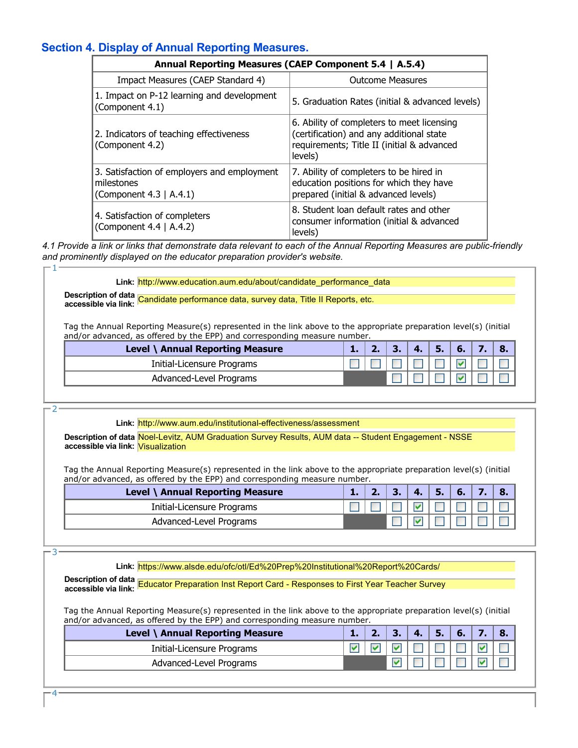## Section 4. Display of Annual Reporting Measures.

| Annual Reporting Measures (CAEP Component 5.4 \| A.5.4) | |
|---|---|
| Impact Measures (CAEP Standard 4) | Outcome Measures |
| 1. Impact on P-12 learning and development (Component 4.1) | 5. Graduation Rates (initial & advanced levels) |
| 2. Indicators of teaching effectiveness (Component 4.2) | 6. Ability of completers to meet licensing (certification) and any additional state requirements; Title II (initial & advanced levels) |
| 3. Satisfaction of employers and employment milestones (Component 4.3 \| A.4.1) | 7. Ability of completers to be hired in education positions for which they have prepared (initial & advanced levels) |
| 4. Satisfaction of completers (Component 4.4 \| A.4.2) | 8. Student loan default rates and other consumer information (initial & advanced levels) |

*4.1 Provide a link or links that demonstrate data relevant to each of the Annual Reporting Measures are public-friendly and prominently displayed on the educator preparation provider's website.*

**1**

**Link:** http://www.education.aum.edu/about/candidate_performance_data

**Description of data accessible via link:** Candidate performance data, survey data, Title II Reports, etc.

Tag the Annual Reporting Measure(s) represented in the link above to the appropriate preparation level(s) (initial and/or advanced, as offered by the EPP) and corresponding measure number.

| Level \ Annual Reporting Measure | 1. | 2. | 3. | 4. | 5. | 6. | 7. | 8. |
|---|---|---|---|---|---|---|---|---|
| Initial-Licensure Programs | ☐ | ☐ | ☐ | ☐ | ☐ | ☑ | ☐ | ☐ |
| Advanced-Level Programs | | | ☐ | ☐ | ☐ | ☑ | ☐ | ☐ |

**2**

**Link:** http://www.aum.edu/institutional-effectiveness/assessment

**Description of data accessible via link:** Noel-Levitz, AUM Graduation Survey Results, AUM data -- Student Engagement - NSSE Visualization

Tag the Annual Reporting Measure(s) represented in the link above to the appropriate preparation level(s) (initial and/or advanced, as offered by the EPP) and corresponding measure number.

| Level \ Annual Reporting Measure | 1. | 2. | 3. | 4. | 5. | 6. | 7. | 8. |
|---|---|---|---|---|---|---|---|---|
| Initial-Licensure Programs | ☐ | ☐ | ☐ | ☑ | ☐ | ☐ | ☐ | ☐ |
| Advanced-Level Programs | | | ☐ | ☑ | ☐ | ☐ | ☐ | ☐ |

**3**

**Link:** https://www.alsde.edu/ofc/otl/Ed%20Prep%20Institutional%20Report%20Cards/

**Description of data accessible via link:** Educator Preparation Inst Report Card - Responses to First Year Teacher Survey

Tag the Annual Reporting Measure(s) represented in the link above to the appropriate preparation level(s) (initial and/or advanced, as offered by the EPP) and corresponding measure number.

| Level \ Annual Reporting Measure | 1. | 2. | 3. | 4. | 5. | 6. | 7. | 8. |
|---|---|---|---|---|---|---|---|---|
| Initial-Licensure Programs | ☑ | ☑ | ☑ | ☐ | ☐ | ☐ | ☑ | ☐ |
| Advanced-Level Programs | | | ☑ | ☐ | ☐ | ☐ | ☑ | ☐ |

**4**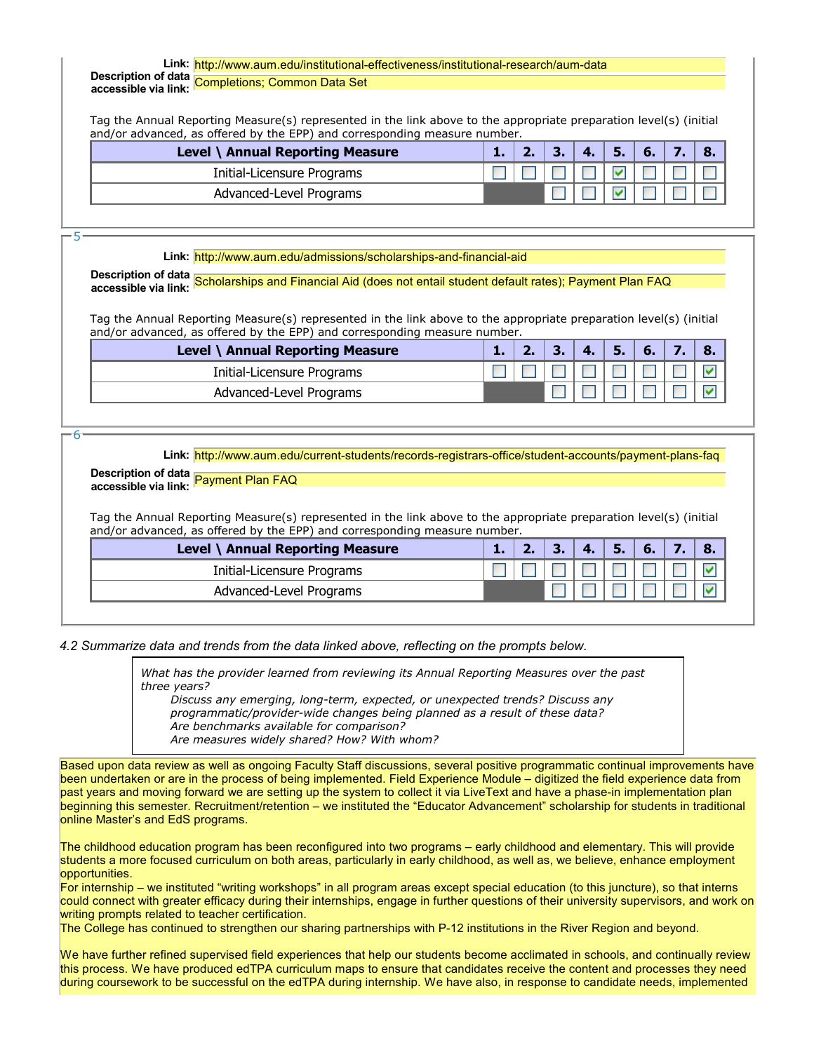**Link:** http://www.aum.edu/institutional-effectiveness/institutional-research/aum-data

**Description of data accessible via link:** Completions; Common Data Set

Tag the Annual Reporting Measure(s) represented in the link above to the appropriate preparation level(s) (initial and/or advanced, as offered by the EPP) and corresponding measure number.

| Level \ Annual Reporting Measure | 1. | 2. | 3. | 4. | 5. | 6. | 7. | 8. |
|---|---|---|---|---|---|---|---|---|
| Initial-Licensure Programs | ☐ | ☐ | ☐ | ☐ | ☑ | ☐ | ☐ | ☐ |
| Advanced-Level Programs | | | ☐ | ☐ | ☑ | ☐ | ☐ | ☐ |

5

**Link:** http://www.aum.edu/admissions/scholarships-and-financial-aid

**Description of data accessible via link:** Scholarships and Financial Aid (does not entail student default rates); Payment Plan FAQ

Tag the Annual Reporting Measure(s) represented in the link above to the appropriate preparation level(s) (initial and/or advanced, as offered by the EPP) and corresponding measure number.

| Level \ Annual Reporting Measure | 1. | 2. | 3. | 4. | 5. | 6. | 7. | 8. |
|---|---|---|---|---|---|---|---|---|
| Initial-Licensure Programs | ☐ | ☐ | ☐ | ☐ | ☐ | ☐ | ☐ | ☑ |
| Advanced-Level Programs | | | ☐ | ☐ | ☐ | ☐ | ☐ | ☑ |

6

**Link:** http://www.aum.edu/current-students/records-registrars-office/student-accounts/payment-plans-faq

**Description of data accessible via link:** Payment Plan FAQ

Tag the Annual Reporting Measure(s) represented in the link above to the appropriate preparation level(s) (initial and/or advanced, as offered by the EPP) and corresponding measure number.

| Level \ Annual Reporting Measure | 1. | 2. | 3. | 4. | 5. | 6. | 7. | 8. |
|---|---|---|---|---|---|---|---|---|
| Initial-Licensure Programs | ☐ | ☐ | ☐ | ☐ | ☐ | ☐ | ☐ | ☑ |
| Advanced-Level Programs | | | ☐ | ☐ | ☐ | ☐ | ☐ | ☑ |

*4.2 Summarize data and trends from the data linked above, reflecting on the prompts below.*

> *What has the provider learned from reviewing its Annual Reporting Measures over the past three years?*
> *Discuss any emerging, long-term, expected, or unexpected trends? Discuss any programmatic/provider-wide changes being planned as a result of these data?*
> *Are benchmarks available for comparison?*
> *Are measures widely shared? How? With whom?*

Based upon data review as well as ongoing Faculty Staff discussions, several positive programmatic continual improvements have been undertaken or are in the process of being implemented. Field Experience Module – digitized the field experience data from past years and moving forward we are setting up the system to collect it via LiveText and have a phase-in implementation plan beginning this semester. Recruitment/retention – we instituted the "Educator Advancement" scholarship for students in traditional online Master's and EdS programs.

The childhood education program has been reconfigured into two programs – early childhood and elementary. This will provide students a more focused curriculum on both areas, particularly in early childhood, as well as, we believe, enhance employment opportunities.
For internship – we instituted "writing workshops" in all program areas except special education (to this juncture), so that interns could connect with greater efficacy during their internships, engage in further questions of their university supervisors, and work on writing prompts related to teacher certification.
The College has continued to strengthen our sharing partnerships with P-12 institutions in the River Region and beyond.

We have further refined supervised field experiences that help our students become acclimated in schools, and continually review this process. We have produced edTPA curriculum maps to ensure that candidates receive the content and processes they need during coursework to be successful on the edTPA during internship. We have also, in response to candidate needs, implemented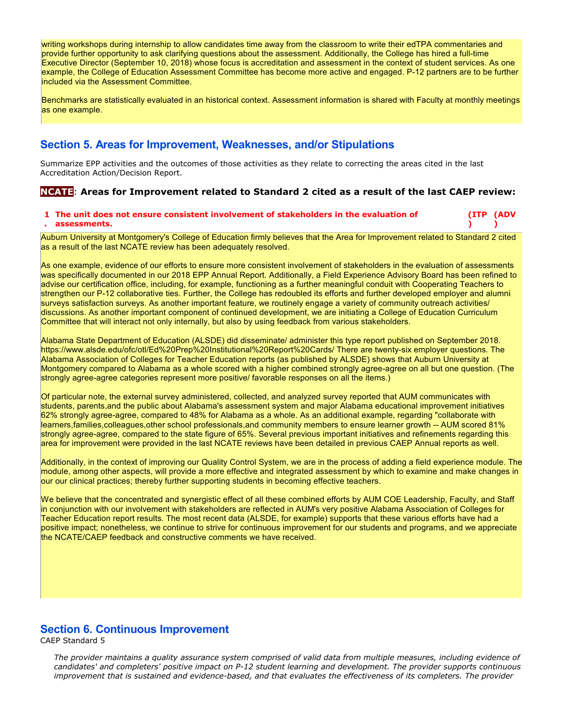writing workshops during internship to allow candidates time away from the classroom to write their edTPA commentaries and provide further opportunity to ask clarifying questions about the assessment. Additionally, the College has hired a full-time Executive Director (September 10, 2018) whose focus is accreditation and assessment in the context of student services. As one example, the College of Education Assessment Committee has become more active and engaged. P-12 partners are to be further included via the Assessment Committee.

Benchmarks are statistically evaluated in an historical context. Assessment information is shared with Faculty at monthly meetings as one example.

## Section 5. Areas for Improvement, Weaknesses, and/or Stipulations

Summarize EPP activities and the outcomes of those activities as they relate to correcting the areas cited in the last Accreditation Action/Decision Report.

### NCATE: Areas for Improvement related to Standard 2 cited as a result of the last CAEP review:

**1. The unit does not ensure consistent involvement of stakeholders in the evaluation of assessments.** (ITP) (ADV)

Auburn University at Montgomery's College of Education firmly believes that the Area for Improvement related to Standard 2 cited as a result of the last NCATE review has been adequately resolved.

As one example, evidence of our efforts to ensure more consistent involvement of stakeholders in the evaluation of assessments was specifically documented in our 2018 EPP Annual Report. Additionally, a Field Experience Advisory Board has been refined to advise our certification office, including, for example, functioning as a further meaningful conduit with Cooperating Teachers to strengthen our P-12 collaborative ties. Further, the College has redoubled its efforts and further developed employer and alumni satisfaction surveys. As another important feature, we routinely engage a variety of community outreach activities/ discussions. As another important component of continued development, we are initiating a College of Education Curriculum Committee that will interact not only internally, but also by using feedback from various stakeholders.

Alabama State Department of Education (ALSDE) did disseminate/ administer this type report published on September 2018. https://www.alsde.edu/ofc/otl/Ed%20Prep%20Institutional%20Report%20Cards/ There are twenty-six employer questions. The Alabama Association of Colleges for Teacher Education reports (as published by ALSDE) shows that Auburn University at Montgomery compared to Alabama as a whole scored with a higher combined strongly agree-agree on all but one question. (The strongly agree-agree categories represent more positive/ favorable responses on all the items.)

Of particular note, the external survey administered, collected, and analyzed survey reported that AUM communicates with students, parents,and the public about Alabama's assessment system and major Alabama educational improvement initiatives 62% strongly agree-agree, compared to 48% for Alabama as a whole. As an additional example, regarding "collaborate with learners,families,colleagues,other school professionals,and community members to ensure learner growth -- AUM scored 81% strongly agree-agree, compared to the state figure of 65%. Several previous important initiatives and refinements regarding this area for improvement were provided in the last NCATE reviews have been detailed in previous CAEP Annual reports as well.

Additionally, in the context of improving our Quality Control System, we are in the process of adding a field experience module. The module, among other aspects, will provide a more effective and integrated assessment by which to examine and make changes in our our clinical practices; thereby further supporting students in becoming effective teachers.

We believe that the concentrated and synergistic effect of all these combined efforts by AUM COE Leadership, Faculty, and Staff in conjunction with our involvement with stakeholders are reflected in AUM's very positive Alabama Association of Colleges for Teacher Education report results. The most recent data (ALSDE, for example) supports that these various efforts have had a positive impact; nonetheless, we continue to strive for continuous improvement for our students and programs, and we appreciate the NCATE/CAEP feedback and constructive comments we have received.

## Section 6. Continuous Improvement

CAEP Standard 5

*The provider maintains a quality assurance system comprised of valid data from multiple measures, including evidence of candidates' and completers' positive impact on P-12 student learning and development. The provider supports continuous improvement that is sustained and evidence-based, and that evaluates the effectiveness of its completers. The provider*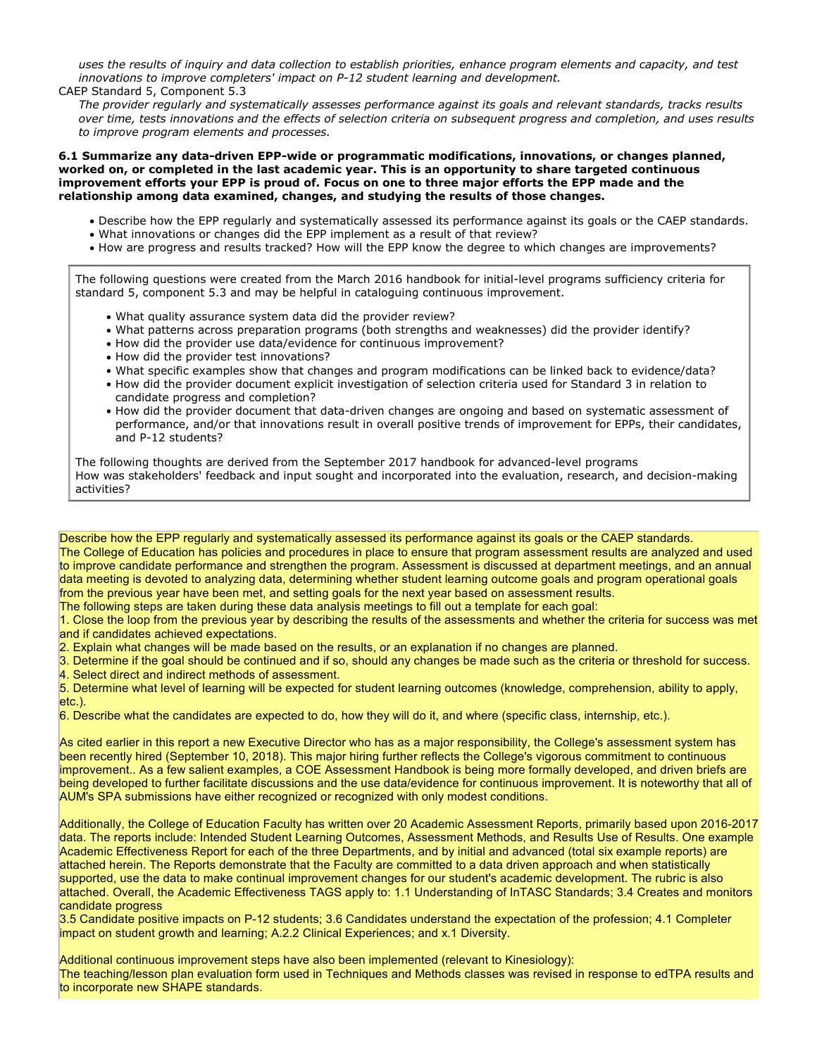*uses the results of inquiry and data collection to establish priorities, enhance program elements and capacity, and test innovations to improve completers' impact on P-12 student learning and development.*

CAEP Standard 5, Component 5.3

*The provider regularly and systematically assesses performance against its goals and relevant standards, tracks results over time, tests innovations and the effects of selection criteria on subsequent progress and completion, and uses results to improve program elements and processes.*

**6.1 Summarize any data-driven EPP-wide or programmatic modifications, innovations, or changes planned, worked on, or completed in the last academic year. This is an opportunity to share targeted continuous improvement efforts your EPP is proud of. Focus on one to three major efforts the EPP made and the relationship among data examined, changes, and studying the results of those changes.**

- Describe how the EPP regularly and systematically assessed its performance against its goals or the CAEP standards.
- What innovations or changes did the EPP implement as a result of that review?
- How are progress and results tracked? How will the EPP know the degree to which changes are improvements?

The following questions were created from the March 2016 handbook for initial-level programs sufficiency criteria for standard 5, component 5.3 and may be helpful in cataloguing continuous improvement.

- What quality assurance system data did the provider review?
- What patterns across preparation programs (both strengths and weaknesses) did the provider identify?
- How did the provider use data/evidence for continuous improvement?
- How did the provider test innovations?
- What specific examples show that changes and program modifications can be linked back to evidence/data?
- How did the provider document explicit investigation of selection criteria used for Standard 3 in relation to candidate progress and completion?
- How did the provider document that data-driven changes are ongoing and based on systematic assessment of performance, and/or that innovations result in overall positive trends of improvement for EPPs, their candidates, and P-12 students?

The following thoughts are derived from the September 2017 handbook for advanced-level programs
How was stakeholders' feedback and input sought and incorporated into the evaluation, research, and decision-making activities?

Describe how the EPP regularly and systematically assessed its performance against its goals or the CAEP standards.
The College of Education has policies and procedures in place to ensure that program assessment results are analyzed and used to improve candidate performance and strengthen the program. Assessment is discussed at department meetings, and an annual data meeting is devoted to analyzing data, determining whether student learning outcome goals and program operational goals from the previous year have been met, and setting goals for the next year based on assessment results.
The following steps are taken during these data analysis meetings to fill out a template for each goal:
1. Close the loop from the previous year by describing the results of the assessments and whether the criteria for success was met and if candidates achieved expectations.
2. Explain what changes will be made based on the results, or an explanation if no changes are planned.
3. Determine if the goal should be continued and if so, should any changes be made such as the criteria or threshold for success.
4. Select direct and indirect methods of assessment.
5. Determine what level of learning will be expected for student learning outcomes (knowledge, comprehension, ability to apply, etc.).
6. Describe what the candidates are expected to do, how they will do it, and where (specific class, internship, etc.).

As cited earlier in this report a new Executive Director who has as a major responsibility, the College's assessment system has been recently hired (September 10, 2018). This major hiring further reflects the College's vigorous commitment to continuous improvement.. As a few salient examples, a COE Assessment Handbook is being more formally developed, and driven briefs are being developed to further facilitate discussions and the use data/evidence for continuous improvement. It is noteworthy that all of AUM's SPA submissions have either recognized or recognized with only modest conditions.

Additionally, the College of Education Faculty has written over 20 Academic Assessment Reports, primarily based upon 2016-2017 data. The reports include: Intended Student Learning Outcomes, Assessment Methods, and Results Use of Results. One example Academic Effectiveness Report for each of the three Departments, and by initial and advanced (total six example reports) are attached herein. The Reports demonstrate that the Faculty are committed to a data driven approach and when statistically supported, use the data to make continual improvement changes for our student's academic development. The rubric is also attached. Overall, the Academic Effectiveness TAGS apply to: 1.1 Understanding of InTASC Standards; 3.4 Creates and monitors candidate progress
3.5 Candidate positive impacts on P-12 students; 3.6 Candidates understand the expectation of the profession; 4.1 Completer impact on student growth and learning; A.2.2 Clinical Experiences; and x.1 Diversity.

Additional continuous improvement steps have also been implemented (relevant to Kinesiology):
The teaching/lesson plan evaluation form used in Techniques and Methods classes was revised in response to edTPA results and to incorporate new SHAPE standards.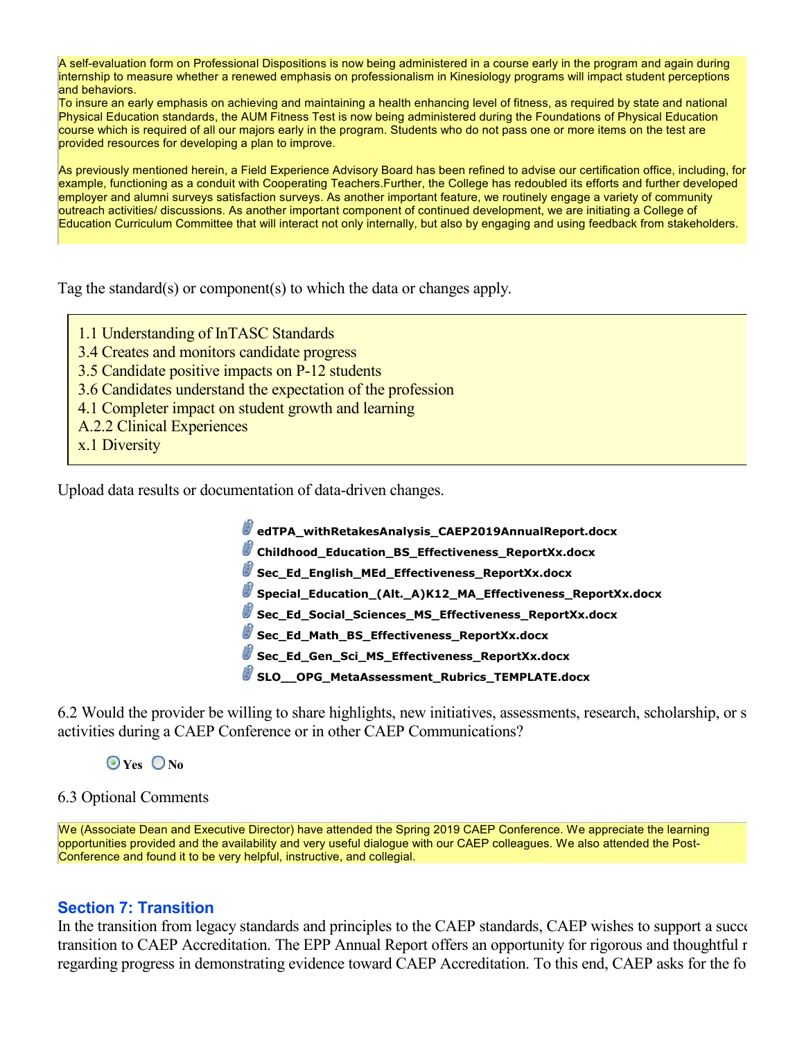A self-evaluation form on Professional Dispositions is now being administered in a course early in the program and again during internship to measure whether a renewed emphasis on professionalism in Kinesiology programs will impact student perceptions and behaviors.
To insure an early emphasis on achieving and maintaining a health enhancing level of fitness, as required by state and national Physical Education standards, the AUM Fitness Test is now being administered during the Foundations of Physical Education course which is required of all our majors early in the program. Students who do not pass one or more items on the test are provided resources for developing a plan to improve.

As previously mentioned herein, a Field Experience Advisory Board has been refined to advise our certification office, including, for example, functioning as a conduit with Cooperating Teachers.Further, the College has redoubled its efforts and further developed employer and alumni surveys satisfaction surveys. As another important feature, we routinely engage a variety of community outreach activities/ discussions. As another important component of continued development, we are initiating a College of Education Curriculum Committee that will interact not only internally, but also by engaging and using feedback from stakeholders.

Tag the standard(s) or component(s) to which the data or changes apply.

1.1 Understanding of InTASC Standards
3.4 Creates and monitors candidate progress
3.5 Candidate positive impacts on P-12 students
3.6 Candidates understand the expectation of the profession
4.1 Completer impact on student growth and learning
A.2.2 Clinical Experiences
x.1 Diversity

Upload data results or documentation of data-driven changes.

- **edTPA_withRetakesAnalysis_CAEP2019AnnualReport.docx**
- **Childhood_Education_BS_Effectiveness_ReportXx.docx**
- **Sec_Ed_English_MEd_Effectiveness_ReportXx.docx**
- **Special_Education_(Alt._A)K12_MA_Effectiveness_ReportXx.docx**
- **Sec_Ed_Social_Sciences_MS_Effectiveness_ReportXx.docx**
- **Sec_Ed_Math_BS_Effectiveness_ReportXx.docx**
- **Sec_Ed_Gen_Sci_MS_Effectiveness_ReportXx.docx**
- **SLO__OPG_MetaAssessment_Rubrics_TEMPLATE.docx**

6.2 Would the provider be willing to share highlights, new initiatives, assessments, research, scholarship, or s activities during a CAEP Conference or in other CAEP Communications?

(•) **Yes** ( ) **No**

6.3 Optional Comments

We (Associate Dean and Executive Director) have attended the Spring 2019 CAEP Conference. We appreciate the learning opportunities provided and the availability and very useful dialogue with our CAEP colleagues. We also attended the Post-Conference and found it to be very helpful, instructive, and collegial.

## Section 7: Transition

In the transition from legacy standards and principles to the CAEP standards, CAEP wishes to support a succe transition to CAEP Accreditation. The EPP Annual Report offers an opportunity for rigorous and thoughtful r regarding progress in demonstrating evidence toward CAEP Accreditation. To this end, CAEP asks for the fo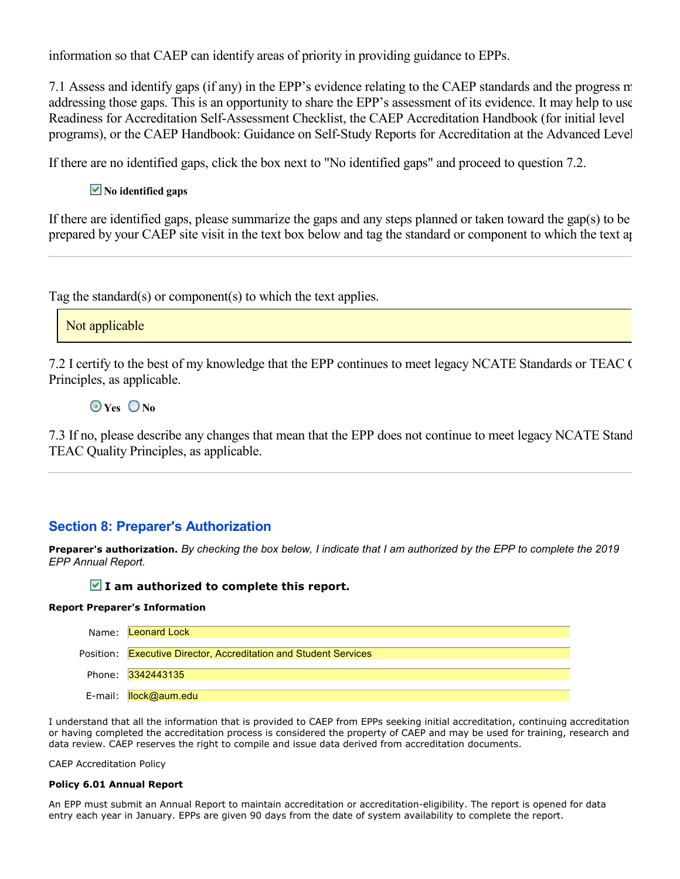information so that CAEP can identify areas of priority in providing guidance to EPPs.

7.1 Assess and identify gaps (if any) in the EPP's evidence relating to the CAEP standards and the progress m addressing those gaps. This is an opportunity to share the EPP's assessment of its evidence. It may help to use Readiness for Accreditation Self-Assessment Checklist, the CAEP Accreditation Handbook (for initial level programs), or the CAEP Handbook: Guidance on Self-Study Reports for Accreditation at the Advanced Level

If there are no identified gaps, click the box next to "No identified gaps" and proceed to question 7.2.

☑ **No identified gaps**

If there are identified gaps, please summarize the gaps and any steps planned or taken toward the gap(s) to be prepared by your CAEP site visit in the text box below and tag the standard or component to which the text ap

---

Tag the standard(s) or component(s) to which the text applies.

Not applicable

7.2 I certify to the best of my knowledge that the EPP continues to meet legacy NCATE Standards or TEAC Q Principles, as applicable.

◉ **Yes** ○ **No**

7.3 If no, please describe any changes that mean that the EPP does not continue to meet legacy NCATE Stand TEAC Quality Principles, as applicable.

---

## Section 8: Preparer's Authorization

**Preparer's authorization.** *By checking the box below, I indicate that I am authorized by the EPP to complete the 2019 EPP Annual Report.*

☑ **I am authorized to complete this report.**

**Report Preparer's Information**

Name: Leonard Lock

Position: Executive Director, Accreditation and Student Services

Phone: 3342443135

E-mail: llock@aum.edu

I understand that all the information that is provided to CAEP from EPPs seeking initial accreditation, continuing accreditation or having completed the accreditation process is considered the property of CAEP and may be used for training, research and data review. CAEP reserves the right to compile and issue data derived from accreditation documents.

CAEP Accreditation Policy

**Policy 6.01 Annual Report**

An EPP must submit an Annual Report to maintain accreditation or accreditation-eligibility. The report is opened for data entry each year in January. EPPs are given 90 days from the date of system availability to complete the report.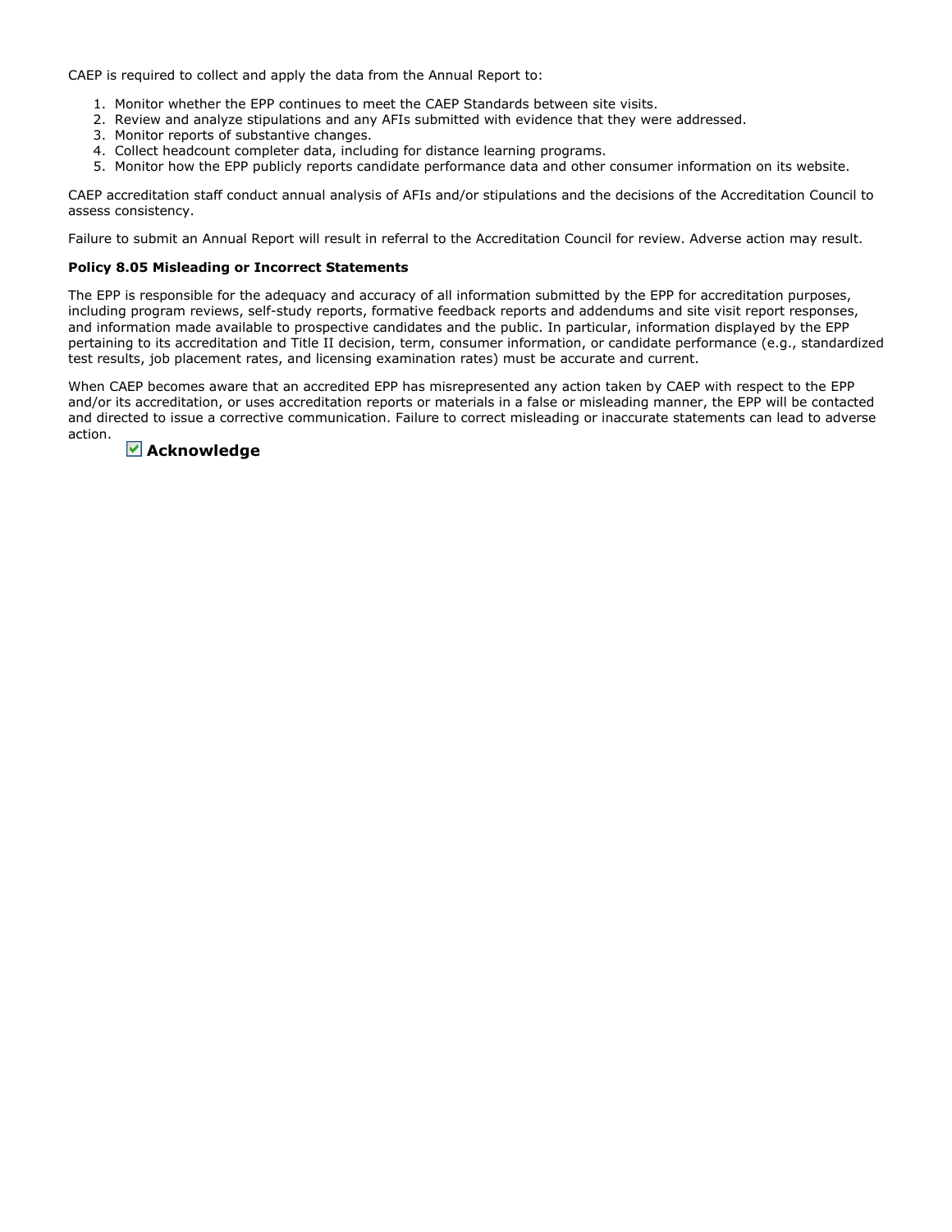CAEP is required to collect and apply the data from the Annual Report to:

1. Monitor whether the EPP continues to meet the CAEP Standards between site visits.
2. Review and analyze stipulations and any AFIs submitted with evidence that they were addressed.
3. Monitor reports of substantive changes.
4. Collect headcount completer data, including for distance learning programs.
5. Monitor how the EPP publicly reports candidate performance data and other consumer information on its website.

CAEP accreditation staff conduct annual analysis of AFIs and/or stipulations and the decisions of the Accreditation Council to assess consistency.

Failure to submit an Annual Report will result in referral to the Accreditation Council for review. Adverse action may result.

**Policy 8.05 Misleading or Incorrect Statements**

The EPP is responsible for the adequacy and accuracy of all information submitted by the EPP for accreditation purposes, including program reviews, self-study reports, formative feedback reports and addendums and site visit report responses, and information made available to prospective candidates and the public. In particular, information displayed by the EPP pertaining to its accreditation and Title II decision, term, consumer information, or candidate performance (e.g., standardized test results, job placement rates, and licensing examination rates) must be accurate and current.

When CAEP becomes aware that an accredited EPP has misrepresented any action taken by CAEP with respect to the EPP and/or its accreditation, or uses accreditation reports or materials in a false or misleading manner, the EPP will be contacted and directed to issue a corrective communication. Failure to correct misleading or inaccurate statements can lead to adverse action.

☑ **Acknowledge**